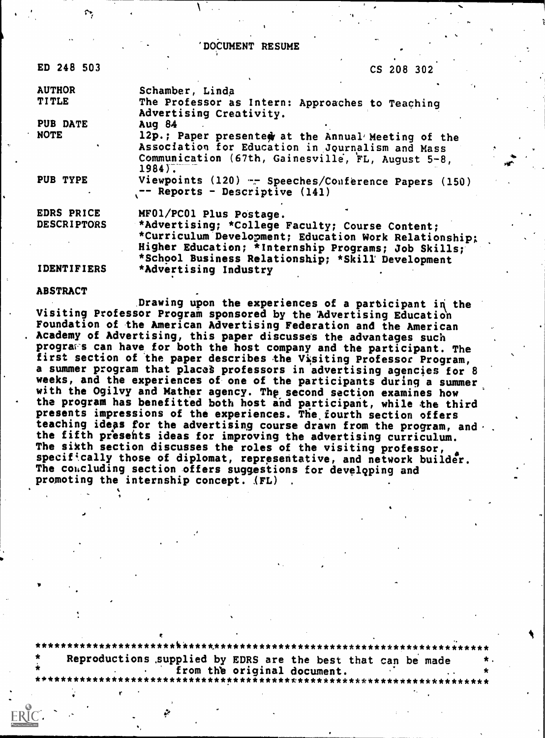# DOCUMENT RESUME

| | |
|---|---|
| ED 248 503 | CS 208 302 |
| AUTHOR | Schamber, Linda |
| TITLE | The Professor as Intern: Approaches to Teaching Advertising Creativity. |
| PUB DATE | Aug 84 |
| NOTE | 12p.; Paper presented at the Annual Meeting of the Association for Education in Journalism and Mass Communication (67th, Gainesville, FL, August 5-8, 1984). |
| PUB TYPE | Viewpoints (120) -- Speeches/Conference Papers (150) -- Reports - Descriptive (141) |
| EDRS PRICE | MF01/PC01 Plus Postage. |
| DESCRIPTORS | *Advertising; *College Faculty; Course Content; *Curriculum Development; Education Work Relationship; Higher Education; *Internship Programs; Job Skills; *School Business Relationship; *Skill Development |
| IDENTIFIERS | *Advertising Industry |

## ABSTRACT

Drawing upon the experiences of a participant in the Visiting Professor Program sponsored by the Advertising Education Foundation of the American Advertising Federation and the American Academy of Advertising, this paper discusses the advantages such programs can have for both the host company and the participant. The first section of the paper describes the Visiting Professor Program, a summer program that places professors in advertising agencies for 8 weeks, and the experiences of one of the participants during a summer with the Ogilvy and Mather agency. The second section examines how the program has benefitted both host and participant, while the third presents impressions of the experiences. The fourth section offers teaching ideas for the advertising course drawn from the program, and the fifth presents ideas for improving the advertising curriculum. The sixth section discusses the roles of the visiting professor, specifically those of diplomat, representative, and network builder. The concluding section offers suggestions for developing and promoting the internship concept. (FL)

***********************************************************************
* Reproductions supplied by EDRS are the best that can be made *
* from the original document. *
***********************************************************************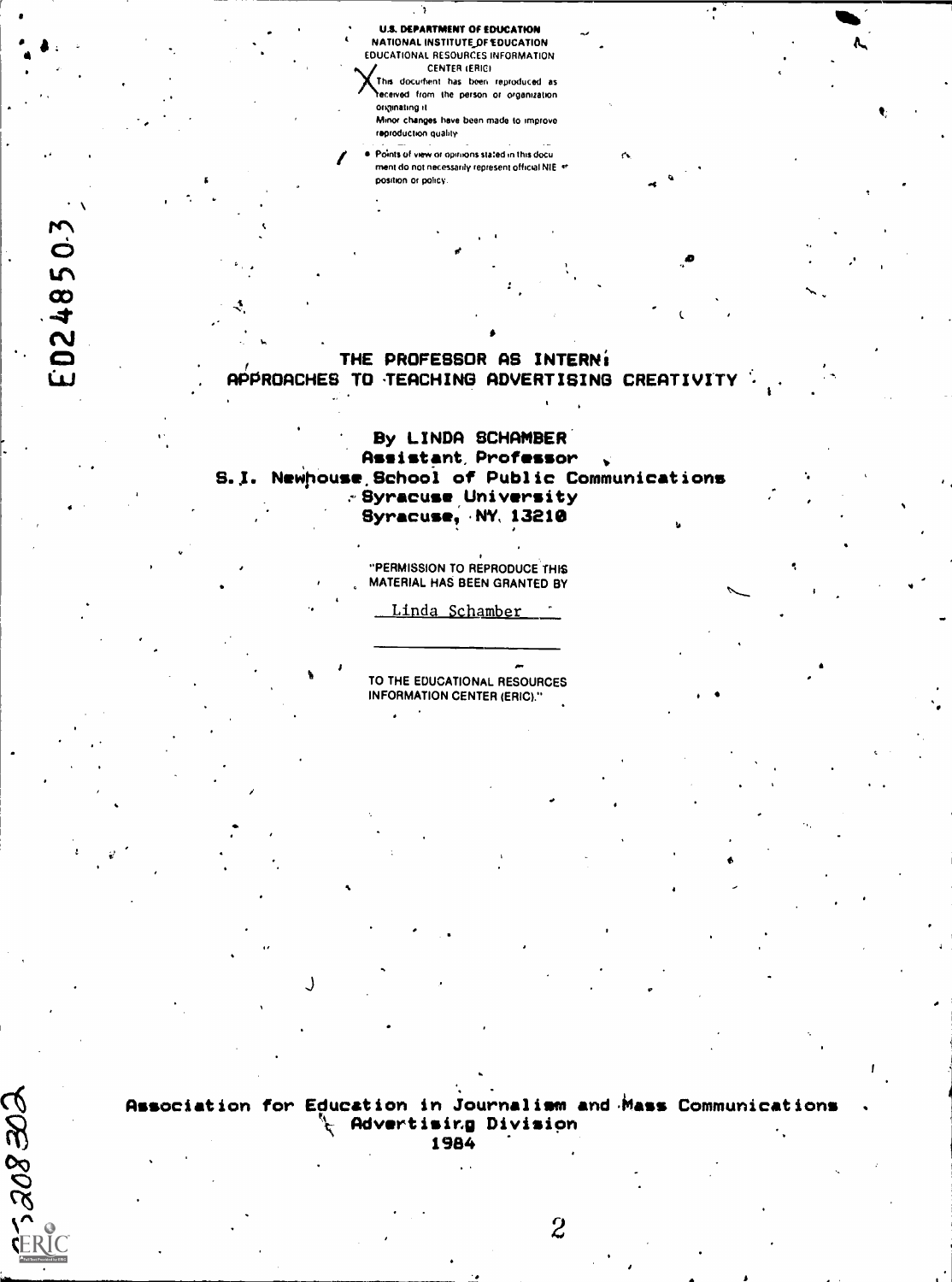U.S. DEPARTMENT OF EDUCATION
NATIONAL INSTITUTE OF EDUCATION
EDUCATIONAL RESOURCES INFORMATION CENTER (ERIC)

X This document has been reproduced as received from the person or organization originating it.
Minor changes have been made to improve reproduction quality.

- Points of view or opinions stated in this document do not necessarily represent official NIE position or policy.

ED248503

# THE PROFESSOR AS INTERN: APPROACHES TO TEACHING ADVERTISING CREATIVITY

By LINDA SCHAMBER
Assistant Professor
S.I. Newhouse School of Public Communications
Syracuse University
Syracuse, NY 13210

"PERMISSION TO REPRODUCE THIS MATERIAL HAS BEEN GRANTED BY

Linda Schamber

TO THE EDUCATIONAL RESOURCES INFORMATION CENTER (ERIC)."

Association for Education in Journalism and Mass Communications
Advertising Division
1984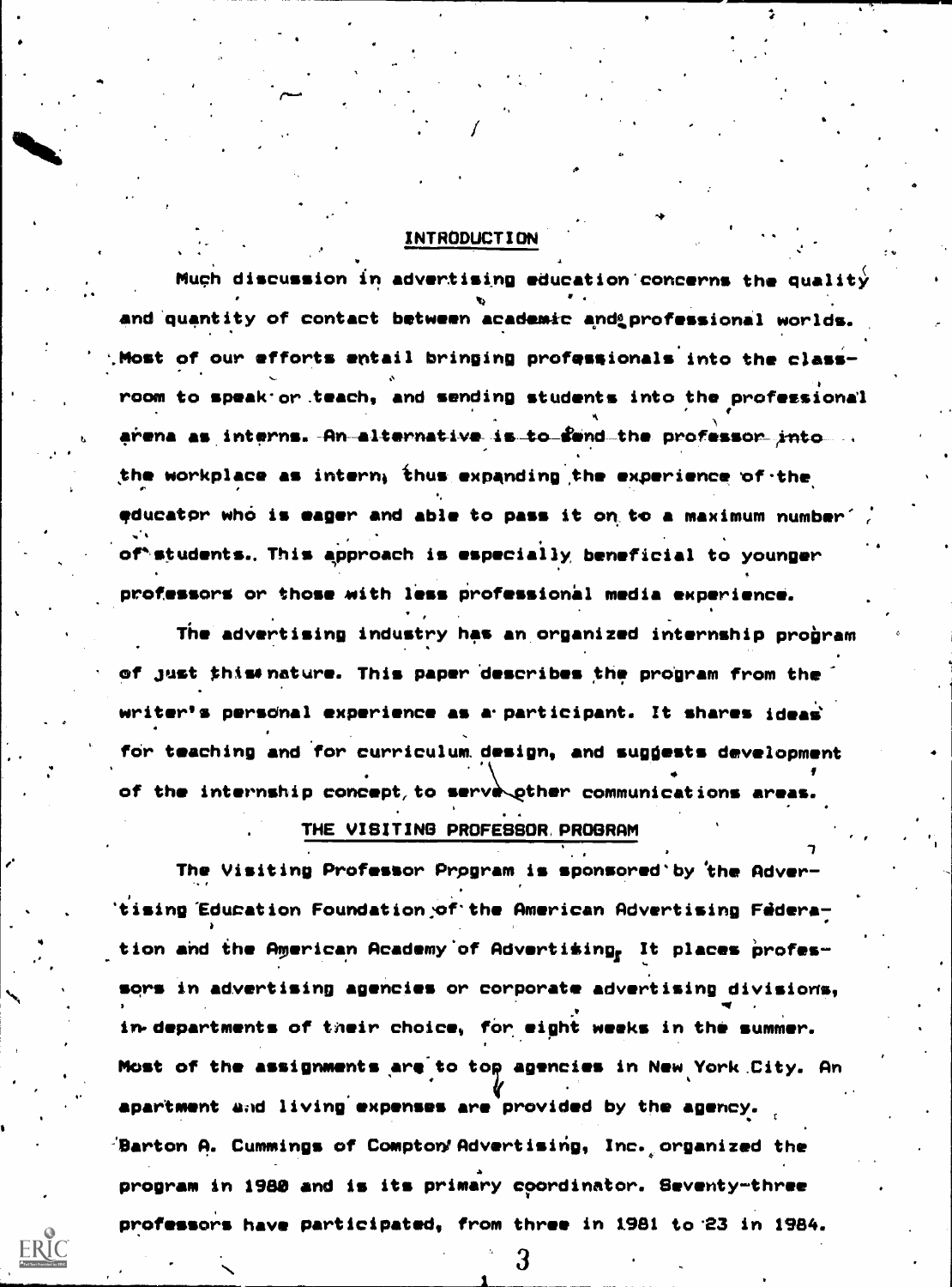## INTRODUCTION

Much discussion in advertising education concerns the quality and quantity of contact between academic and professional worlds. Most of our efforts entail bringing professionals into the classroom to speak or teach, and sending students into the professional arena as interns. An alternative is to send the professor into the workplace as intern, thus expanding the experience of the educator who is eager and able to pass it on to a maximum number of students. This approach is especially beneficial to younger professors or those with less professional media experience.

The advertising industry has an organized internship program of just this nature. This paper describes the program from the writer's personal experience as a participant. It shares ideas for teaching and for curriculum design, and suggests development of the internship concept to serve other communications areas.

## THE VISITING PROFESSOR PROGRAM

The Visiting Professor Program is sponsored by the Advertising Education Foundation of the American Advertising Federation and the American Academy of Advertising. It places professors in advertising agencies or corporate advertising divisions, in departments of their choice, for eight weeks in the summer. Most of the assignments are to top agencies in New York City. An apartment and living expenses are provided by the agency. Barton A. Cummings of Compton Advertising, Inc. organized the program in 1980 and is its primary coordinator. Seventy-three professors have participated, from three in 1981 to 23 in 1984.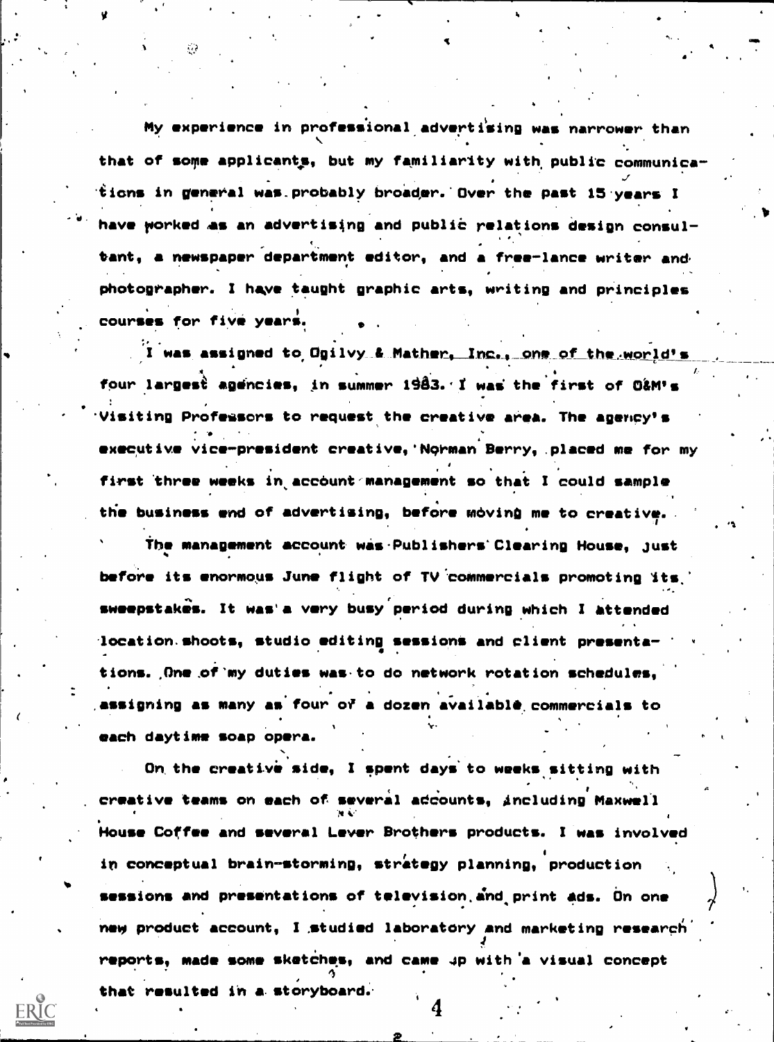My experience in professional advertising was narrower than that of some applicants, but my familiarity with public communications in general was probably broader. Over the past 15 years I have worked as an advertising and public relations design consultant, a newspaper department editor, and a free-lance writer and photographer. I have taught graphic arts, writing and principles courses for five years.

I was assigned to Ogilvy & Mather, Inc., one of the world's four largest agencies, in summer 1983. I was the first of O&M's Visiting Professors to request the creative area. The agency's executive vice-president creative, Norman Berry, placed me for my first three weeks in account management so that I could sample the business end of advertising, before moving me to creative.

The management account was Publishers Clearing House, just before its enormous June flight of TV commercials promoting its sweepstakes. It was a very busy period during which I attended location shoots, studio editing sessions and client presentations. One of my duties was to do network rotation schedules, assigning as many as four of a dozen available commercials to each daytime soap opera.

On the creative side, I spent days to weeks sitting with creative teams on each of several accounts, including Maxwell House Coffee and several Lever Brothers products. I was involved in conceptual brain-storming, strategy planning, production sessions and presentations of television and print ads. On one new product account, I studied laboratory and marketing research reports, made some sketches, and came up with a visual concept that resulted in a storyboard.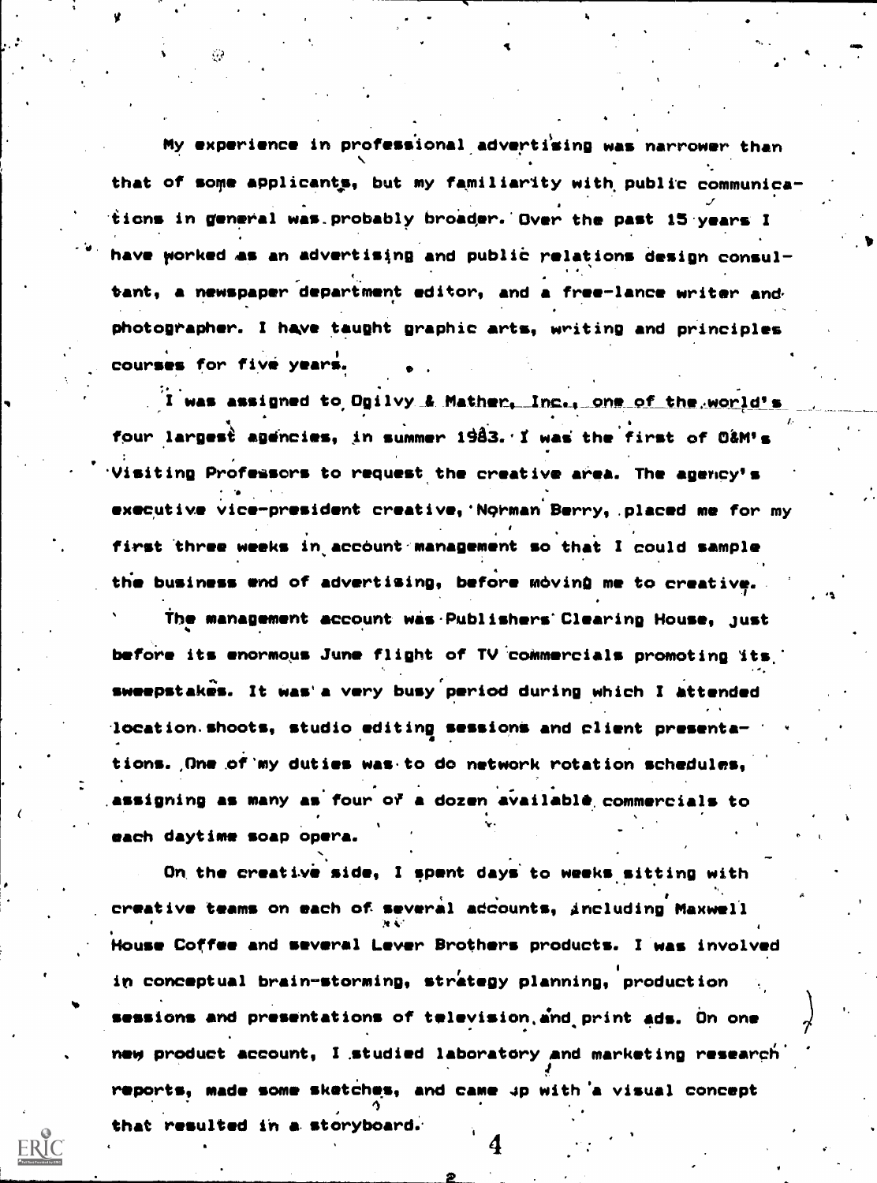My experience in professional advertising was narrower than that of some applicants, but my familiarity with public communications in general was probably broader. Over the past 15 years I have worked as an advertising and public relations design consultant, a newspaper department editor, and a free-lance writer and photographer. I have taught graphic arts, writing and principles courses for five years.

I was assigned to Ogilvy & Mather, Inc., one of the world's four largest agencies, in summer 1983. I was the first of O&M's Visiting Professors to request the creative area. The agency's executive vice-president creative, Norman Berry, placed me for my first three weeks in account management so that I could sample the business end of advertising, before moving me to creative.

The management account was Publishers Clearing House, just before its enormous June flight of TV commercials promoting its sweepstakes. It was a very busy period during which I attended location shoots, studio editing sessions and client presentations. One of my duties was to do network rotation schedules, assigning as many as four of a dozen available commercials to each daytime soap opera.

On the creative side, I spent days to weeks sitting with creative teams on each of several accounts, including Maxwell House Coffee and several Lever Brothers products. I was involved in conceptual brain-storming, strategy planning, production sessions and presentations of television and print ads. On one new product account, I studied laboratory and marketing research reports, made some sketches, and came up with a visual concept that resulted in a storyboard.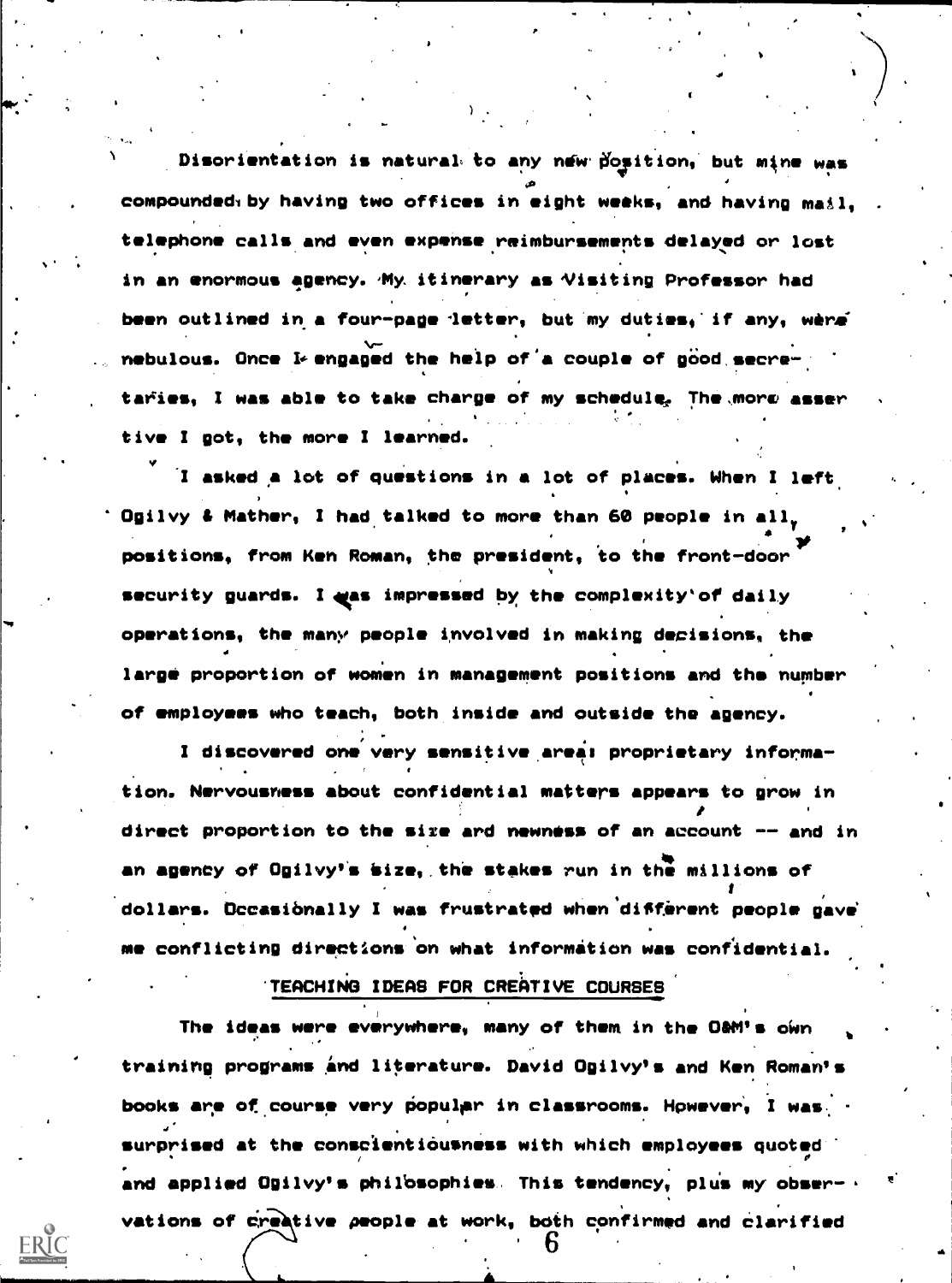Disorientation is natural to any new position, but mine was compounded by having two offices in eight weeks, and having mail, telephone calls and even expense reimbursements delayed or lost in an enormous agency. My itinerary as Visiting Professor had been outlined in a four-page letter, but my duties, if any, were nebulous. Once I engaged the help of a couple of good secretaries, I was able to take charge of my schedule. The more assertive I got, the more I learned.

I asked a lot of questions in a lot of places. When I left Ogilvy & Mather, I had talked to more than 60 people in all positions, from Ken Roman, the president, to the front-door security guards. I was impressed by the complexity of daily operations, the many people involved in making decisions, the large proportion of women in management positions and the number of employees who teach, both inside and outside the agency.

I discovered one very sensitive area: proprietary information. Nervousness about confidential matters appears to grow in direct proportion to the size and newness of an account -- and in an agency of Ogilvy's size, the stakes run in the millions of dollars. Occasionally I was frustrated when different people gave me conflicting directions on what information was confidential.

## TEACHING IDEAS FOR CREATIVE COURSES

The ideas were everywhere, many of them in the O&M's own training programs and literature. David Ogilvy's and Ken Roman's books are of course very popular in classrooms. However, I was surprised at the conscientiousness with which employees quoted and applied Ogilvy's philosophies. This tendency, plus my observations of creative people at work, both confirmed and clarified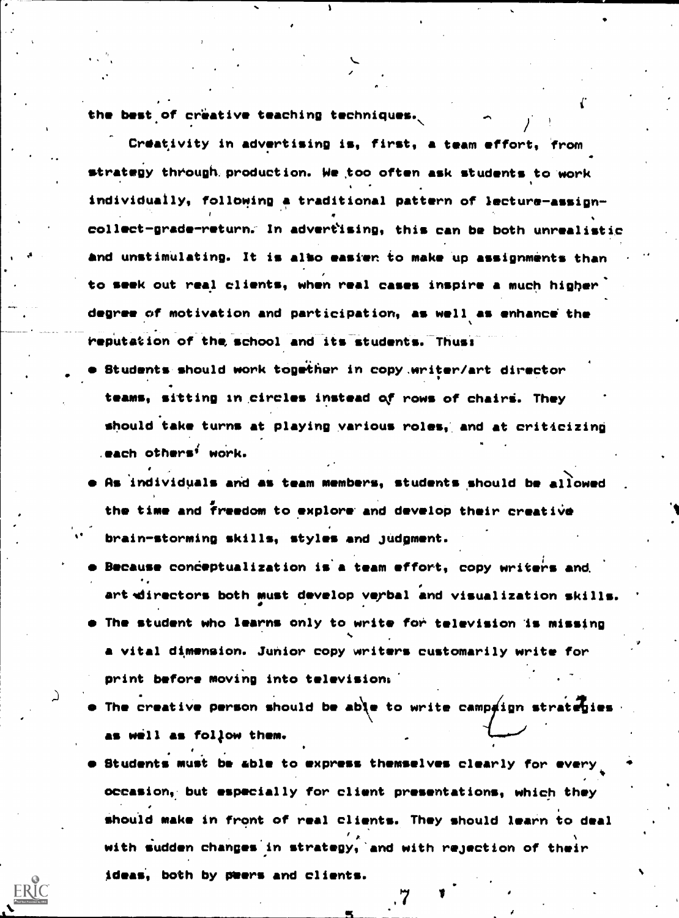the best of creative teaching techniques.

Creativity in advertising is, first, a team effort, from strategy through production. We too often ask students to work individually, following a traditional pattern of lecture-assign-collect-grade-return. In advertising, this can be both unrealistic and unstimulating. It is also easier to make up assignments than to seek out real clients, when real cases inspire a much higher degree of motivation and participation, as well as enhance the reputation of the school and its students. Thus:

- Students should work together in copy writer/art director teams, sitting in circles instead of rows of chairs. They should take turns at playing various roles, and at criticizing each others' work.
- As individuals and as team members, students should be allowed the time and freedom to explore and develop their creative brain-storming skills, styles and judgment.
- Because conceptualization is a team effort, copy writers and art directors both must develop verbal and visualization skills.
- The student who learns only to write for television is missing a vital dimension. Junior copy writers customarily write for print before moving into television.
- The creative person should be able to write campaign strategies as well as follow them.
- Students must be able to express themselves clearly for every occasion, but especially for client presentations, which they should make in front of real clients. They should learn to deal with sudden changes in strategy, and with rejection of their ideas, both by peers and clients.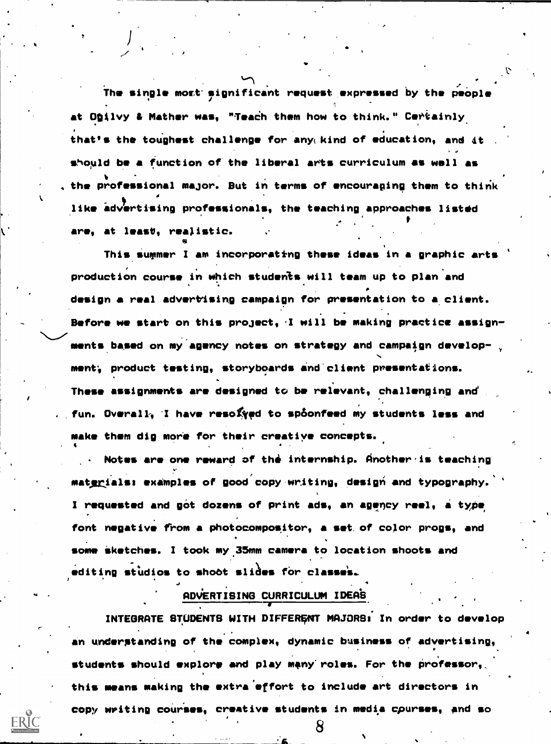The single most significant request expressed by the people at Ogilvy & Mather was, "Teach them how to think." Certainly that's the toughest challenge for any kind of education, and it should be a function of the liberal arts curriculum as well as the professional major. But in terms of encouraging them to think like advertising professionals, the teaching approaches listed are, at least, realistic.

This summer I am incorporating these ideas in a graphic arts production course in which students will team up to plan and design a real advertising campaign for presentation to a client. Before we start on this project, I will be making practice assignments based on my agency notes on strategy and campaign development, product testing, storyboards and client presentations. These assignments are designed to be relevant, challenging and fun. Overall, I have resolved to spoonfeed my students less and make them dig more for their creative concepts.

Notes are one reward of the internship. Another is teaching materials: examples of good copy writing, design and typography. I requested and got dozens of print ads, an agency reel, a type font negative from a photocompositor, a set of color progs, and some sketches. I took my 35mm camera to location shoots and editing studios to shoot slides for classes.

## ADVERTISING CURRICULUM IDEAS

INTEGRATE STUDENTS WITH DIFFERENT MAJORS: In order to develop an understanding of the complex, dynamic business of advertising, students should explore and play many roles. For the professor, this means making the extra effort to include art directors in copy writing courses, creative students in media courses, and so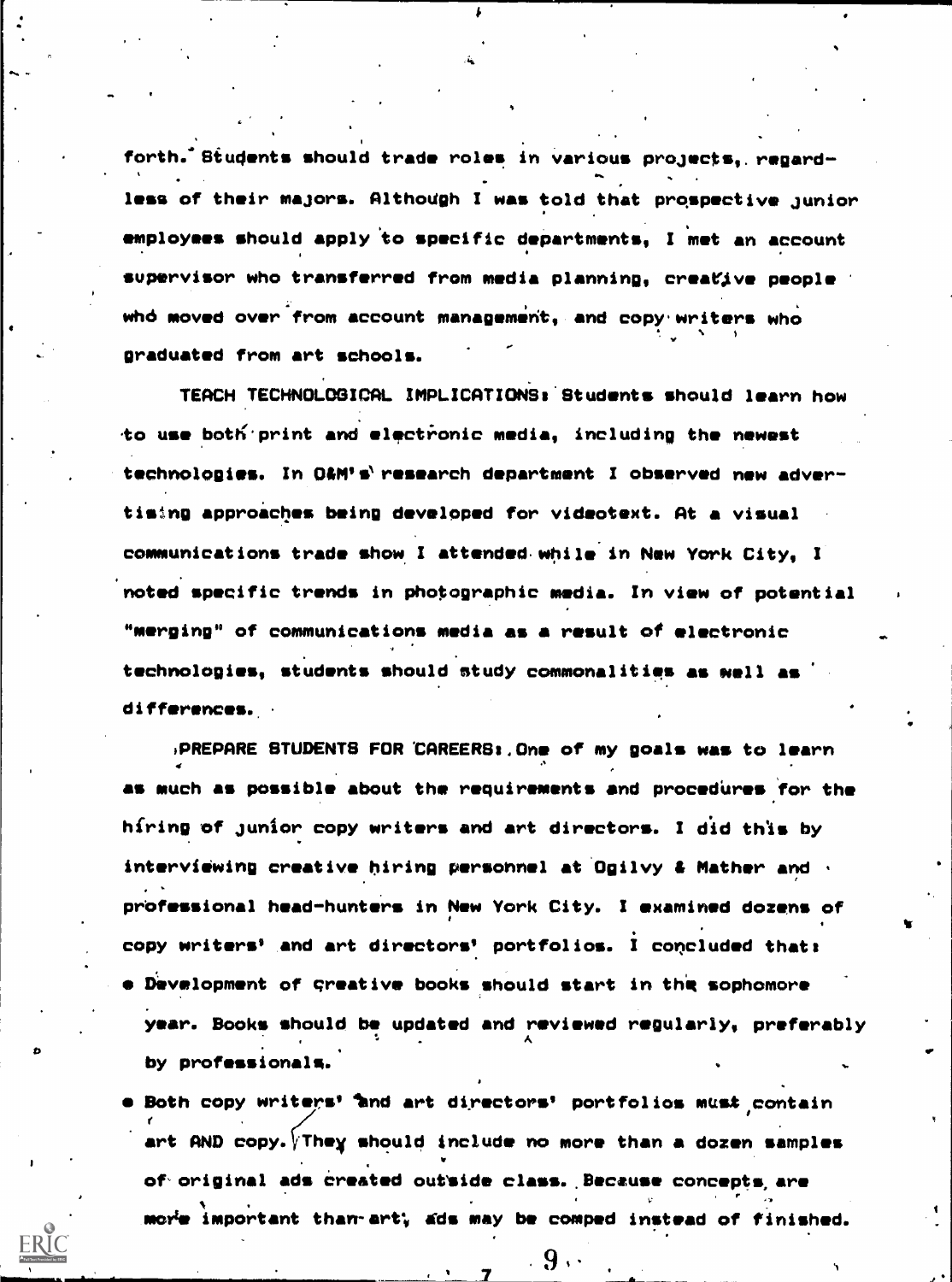forth. Students should trade roles in various projects, regardless of their majors. Although I was told that prospective junior employees should apply to specific departments, I met an account supervisor who transferred from media planning, creative people who moved over from account management, and copy writers who graduated from art schools.

**TEACH TECHNOLOGICAL IMPLICATIONS:** Students should learn how to use both print and electronic media, including the newest technologies. In O&M's research department I observed new advertising approaches being developed for videotext. At a visual communications trade show I attended while in New York City, I noted specific trends in photographic media. In view of potential "merging" of communications media as a result of electronic technologies, students should study commonalities as well as differences.

**PREPARE STUDENTS FOR CAREERS:** One of my goals was to learn as much as possible about the requirements and procedures for the hiring of junior copy writers and art directors. I did this by interviewing creative hiring personnel at Ogilvy & Mather and professional head-hunters in New York City. I examined dozens of copy writers' and art directors' portfolios. I concluded that:

- Development of creative books should start in the sophomore year. Books should be updated and reviewed regularly, preferably by professionals.
- Both copy writers' and art directors' portfolios must contain art AND copy. They should include no more than a dozen samples of original ads created outside class. Because concepts are more important than art, ads may be comped instead of finished.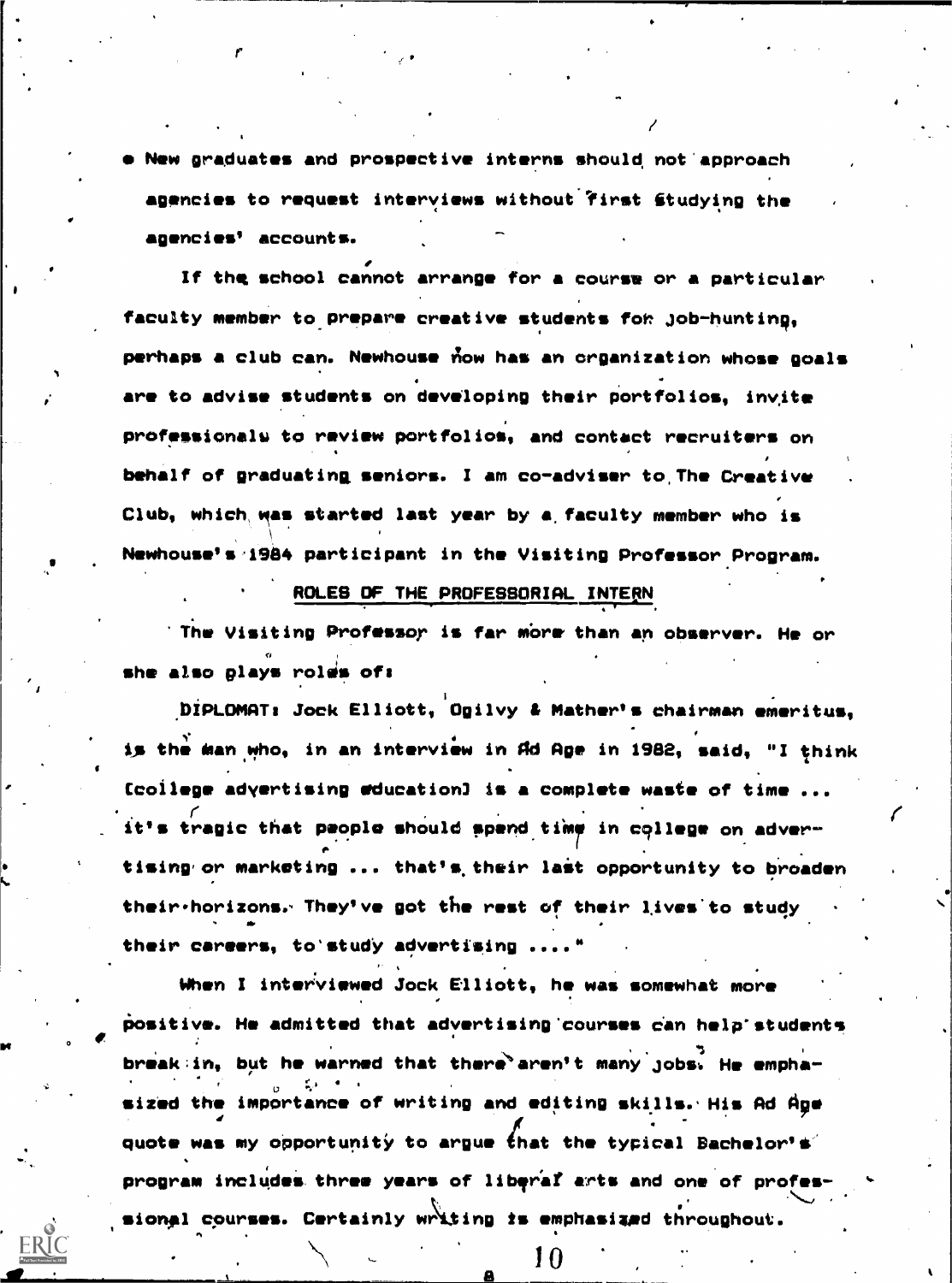- New graduates and prospective interns should not approach agencies to request interviews without first studying the agencies' accounts.

If the school cannot arrange for a course or a particular faculty member to prepare creative students for job-hunting, perhaps a club can. Newhouse now has an organization whose goals are to advise students on developing their portfolios, invite professionals to review portfolios, and contact recruiters on behalf of graduating seniors. I am co-adviser to The Creative Club, which was started last year by a faculty member who is Newhouse's 1984 participant in the Visiting Professor Program.

## ROLES OF THE PROFESSORIAL INTERN

The Visiting Professor is far more than an observer. He or she also plays roles of:

DIPLOMAT: Jock Elliott, Ogilvy & Mather's chairman emeritus, is the man who, in an interview in Ad Age in 1982, said, "I think [college advertising education] is a complete waste of time ... it's tragic that people should spend time in college on advertising or marketing ... that's their last opportunity to broaden their horizons. They've got the rest of their lives to study their careers, to study advertising ...."

When I interviewed Jock Elliott, he was somewhat more positive. He admitted that advertising courses can help students break in, but he warned that there aren't many jobs. He emphasized the importance of writing and editing skills. His Ad Age quote was my opportunity to argue that the typical Bachelor's program includes three years of liberal arts and one of professional courses. Certainly writing is emphasized throughout.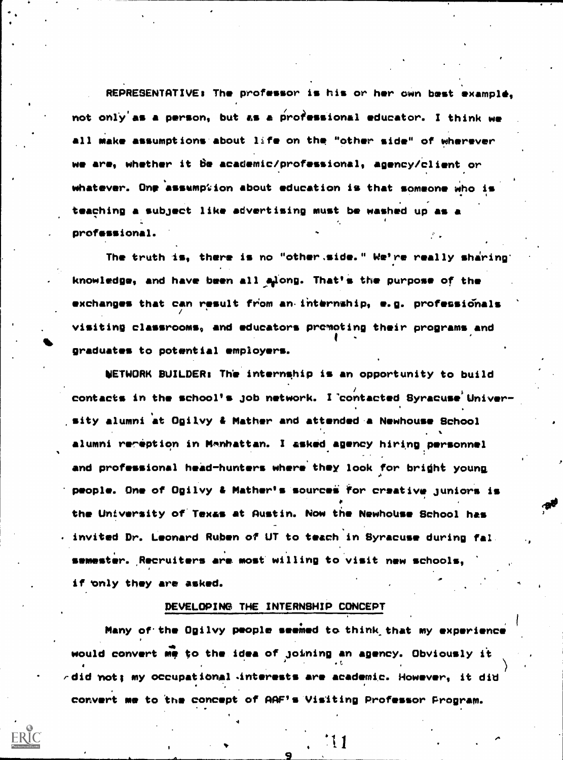**REPRESENTATIVE:** The professor is his or her own best example, not only as a person, but as a professional educator. I think we all make assumptions about life on the "other side" of wherever we are, whether it be academic/professional, agency/client or whatever. One assumption about education is that someone who is teaching a subject like advertising must be washed up as a professional.

The truth is, there is no "other side." We're really sharing knowledge, and have been all along. That's the purpose of the exchanges that can result from an internship, e.g. professionals visiting classrooms, and educators promoting their programs and graduates to potential employers.

**NETWORK BUILDER:** The internship is an opportunity to build contacts in the school's job network. I contacted Syracuse University alumni at Ogilvy & Mather and attended a Newhouse School alumni reception in Manhattan. I asked agency hiring personnel and professional head-hunters where they look for bright young people. One of Ogilvy & Mather's sources for creative juniors is the University of Texas at Austin. Now the Newhouse School has invited Dr. Leonard Ruben of UT to teach in Syracuse during fal semester. Recruiters are most willing to visit new schools, if only they are asked.

## DEVELOPING THE INTERNSHIP CONCEPT

Many of the Ogilvy people seemed to think that my experience would convert me to the idea of joining an agency. Obviously it did not; my occupational interests are academic. However, it did convert me to the concept of AAF's Visiting Professor Program.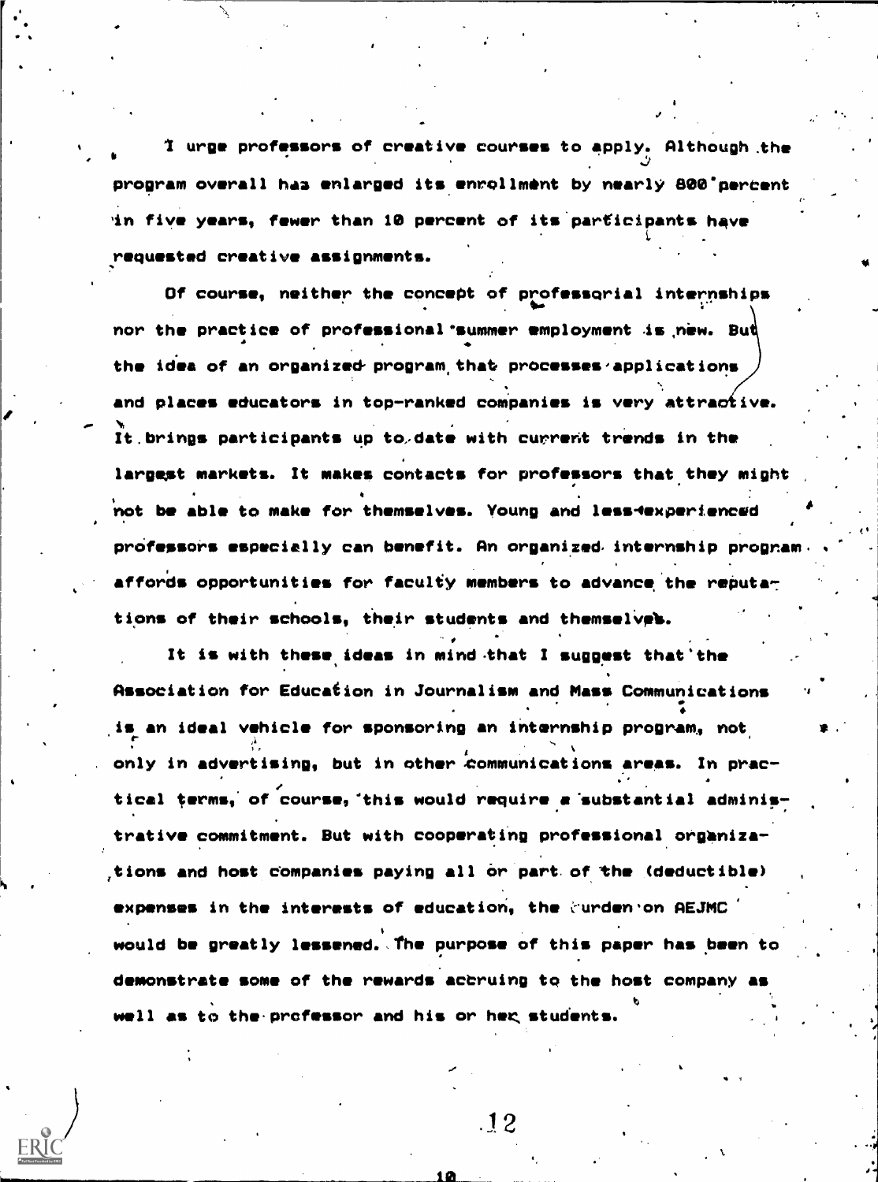I urge professors of creative courses to apply. Although the program overall has enlarged its enrollment by nearly 800 percent in five years, fewer than 10 percent of its participants have requested creative assignments.

Of course, neither the concept of professorial internships nor the practice of professional summer employment is new. But the idea of an organized program that processes applications and places educators in top-ranked companies is very attractive. It brings participants up to date with current trends in the largest markets. It makes contacts for professors that they might not be able to make for themselves. Young and less-experienced professors especially can benefit. An organized internship program affords opportunities for faculty members to advance the reputations of their schools, their students and themselves.

It is with these ideas in mind that I suggest that the Association for Education in Journalism and Mass Communications is an ideal vehicle for sponsoring an internship program, not only in advertising, but in other communications areas. In practical terms, of course, this would require a substantial administrative commitment. But with cooperating professional organizations and host companies paying all or part of the (deductible) expenses in the interests of education, the burden on AEJMC would be greatly lessened. The purpose of this paper has been to demonstrate some of the rewards accruing to the host company as well as to the professor and his or her students.